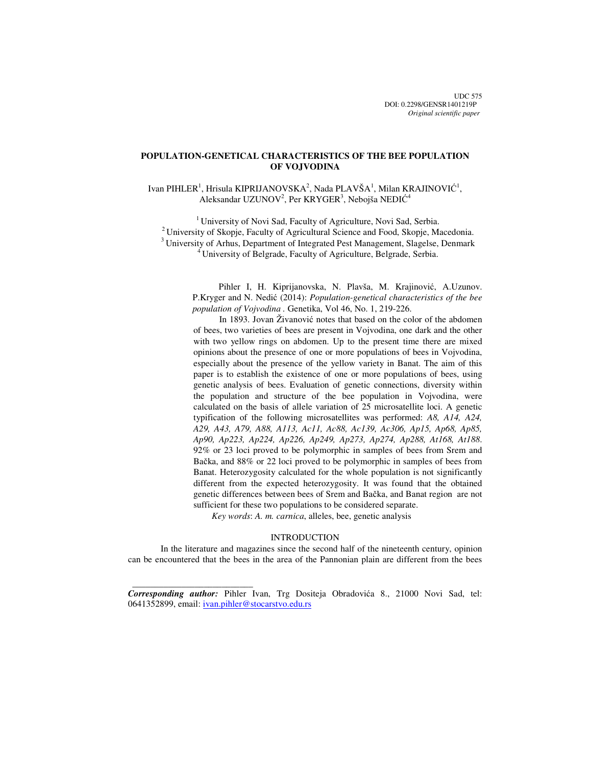UDC 575
DOI: 0.2298/GENSR1401219P
*Original scientific paper*

# POPULATION-GENETICAL CHARACTERISTICS OF THE BEE POPULATION OF VOJVODINA

Ivan PIHLER[1], Hrisula KIPRIJANOVSKA[2], Nada PLAVŠA[1], Milan KRAJINOVIĆ[1], Aleksandar UZUNOV[2], Per KRYGER[3], Nebojša NEDIĆ[4]

[1] University of Novi Sad, Faculty of Agriculture, Novi Sad, Serbia.
[2] University of Skopje, Faculty of Agricultural Science and Food, Skopje, Macedonia.
[3] University of Arhus, Department of Integrated Pest Management, Slagelse, Denmark
[4] University of Belgrade, Faculty of Agriculture, Belgrade, Serbia.

Pihler I, H. Kiprijanovska, N. Plavša, M. Krajinović, A.Uzunov. P.Kryger and N. Nedić (2014): *Population-genetical characteristics of the bee population of Vojvodina* . Genetika, Vol 46, No. 1, 219-226.

In 1893. Jovan Živanović notes that based on the color of the abdomen of bees, two varieties of bees are present in Vojvodina, one dark and the other with two yellow rings on abdomen. Up to the present time there are mixed opinions about the presence of one or more populations of bees in Vojvodina, especially about the presence of the yellow variety in Banat. The aim of this paper is to establish the existence of one or more populations of bees, using genetic analysis of bees. Evaluation of genetic connections, diversity within the population and structure of the bee population in Vojvodina, were calculated on the basis of allele variation of 25 microsatellite loci. A genetic typification of the following microsatellites was performed: *A8, A14, A24, A29, A43, A79, A88, A113, Ac11, Ac88, Ac139, Ac306, Ap15, Ap68, Ap85, Ap90, Ap223, Ap224, Ap226, Ap249, Ap273, Ap274, Ap288, At168, At188*. 92% or 23 loci proved to be polymorphic in samples of bees from Srem and Bačka, and 88% or 22 loci proved to be polymorphic in samples of bees from Banat. Heterozygosity calculated for the whole population is not significantly different from the expected heterozygosity. It was found that the obtained genetic differences between bees of Srem and Bačka, and Banat region are not sufficient for these two populations to be considered separate.

*Key words*: *A. m. carnica*, alleles, bee, genetic analysis

## INTRODUCTION

In the literature and magazines since the second half of the nineteenth century, opinion can be encountered that the bees in the area of the Pannonian plain are different from the bees

---

***Corresponding author:*** Pihler Ivan, Trg Dositeja Obradovića 8., 21000 Novi Sad, tel: 0641352899, email: ivan.pihler@stocarstvo.edu.rs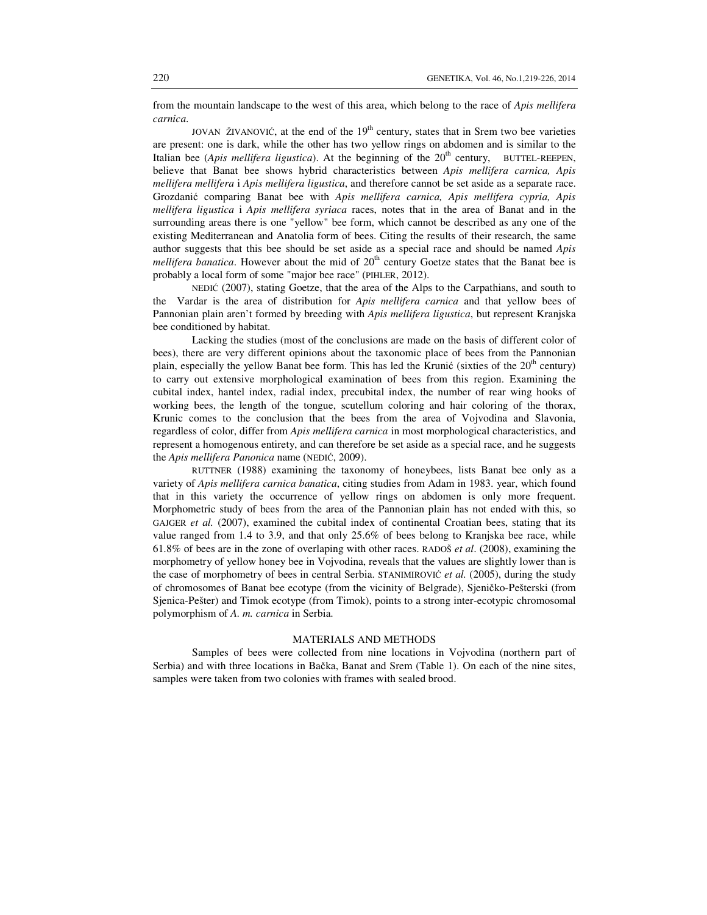from the mountain landscape to the west of this area, which belong to the race of *Apis mellifera carnica*.

JOVAN ŽIVANOVIĆ, at the end of the 19th century, states that in Srem two bee varieties are present: one is dark, while the other has two yellow rings on abdomen and is similar to the Italian bee (*Apis mellifera ligustica*). At the beginning of the 20th century, BUTTEL-REEPEN, believe that Banat bee shows hybrid characteristics between *Apis mellifera carnica, Apis mellifera mellifera* i *Apis mellifera ligustica*, and therefore cannot be set aside as a separate race. Grozdanić comparing Banat bee with *Apis mellifera carnica, Apis mellifera cypria, Apis mellifera ligustica* i *Apis mellifera syriaca* races, notes that in the area of Banat and in the surrounding areas there is one "yellow" bee form, which cannot be described as any one of the existing Mediterranean and Anatolia form of bees. Citing the results of their research, the same author suggests that this bee should be set aside as a special race and should be named *Apis mellifera banatica*. However about the mid of 20th century Goetze states that the Banat bee is probably a local form of some "major bee race" (PIHLER, 2012).

NEDIĆ (2007), stating Goetze, that the area of the Alps to the Carpathians, and south to the Vardar is the area of distribution for *Apis mellifera carnica* and that yellow bees of Pannonian plain aren't formed by breeding with *Apis mellifera ligustica*, but represent Kranjska bee conditioned by habitat.

Lacking the studies (most of the conclusions are made on the basis of different color of bees), there are very different opinions about the taxonomic place of bees from the Pannonian plain, especially the yellow Banat bee form. This has led the Krunić (sixties of the 20th century) to carry out extensive morphological examination of bees from this region. Examining the cubital index, hantel index, radial index, precubital index, the number of rear wing hooks of working bees, the length of the tongue, scutellum coloring and hair coloring of the thorax, Krunic comes to the conclusion that the bees from the area of Vojvodina and Slavonia, regardless of color, differ from *Apis mellifera carnica* in most morphological characteristics, and represent a homogenous entirety, and can therefore be set aside as a special race, and he suggests the *Apis mellifera Panonica* name (NEDIĆ, 2009).

RUTTNER (1988) examining the taxonomy of honeybees, lists Banat bee only as a variety of *Apis mellifera carnica banatica*, citing studies from Adam in 1983. year, which found that in this variety the occurrence of yellow rings on abdomen is only more frequent. Morphometric study of bees from the area of the Pannonian plain has not ended with this, so GAJGER *et al.* (2007), examined the cubital index of continental Croatian bees, stating that its value ranged from 1.4 to 3.9, and that only 25.6% of bees belong to Kranjska bee race, while 61.8% of bees are in the zone of overlaping with other races. RADOŠ *et al*. (2008), examining the morphometry of yellow honey bee in Vojvodina, reveals that the values are slightly lower than is the case of morphometry of bees in central Serbia. STANIMIROVIĆ *et al.* (2005), during the study of chromosomes of Banat bee ecotype (from the vicinity of Belgrade), Sjeničko-Pešterski (from Sjenica-Pešter) and Timok ecotype (from Timok), points to a strong inter-ecotypic chromosomal polymorphism of *A. m. carnica* in Serbia.

## MATERIALS AND METHODS

Samples of bees were collected from nine locations in Vojvodina (northern part of Serbia) and with three locations in Bačka, Banat and Srem (Table 1). On each of the nine sites, samples were taken from two colonies with frames with sealed brood.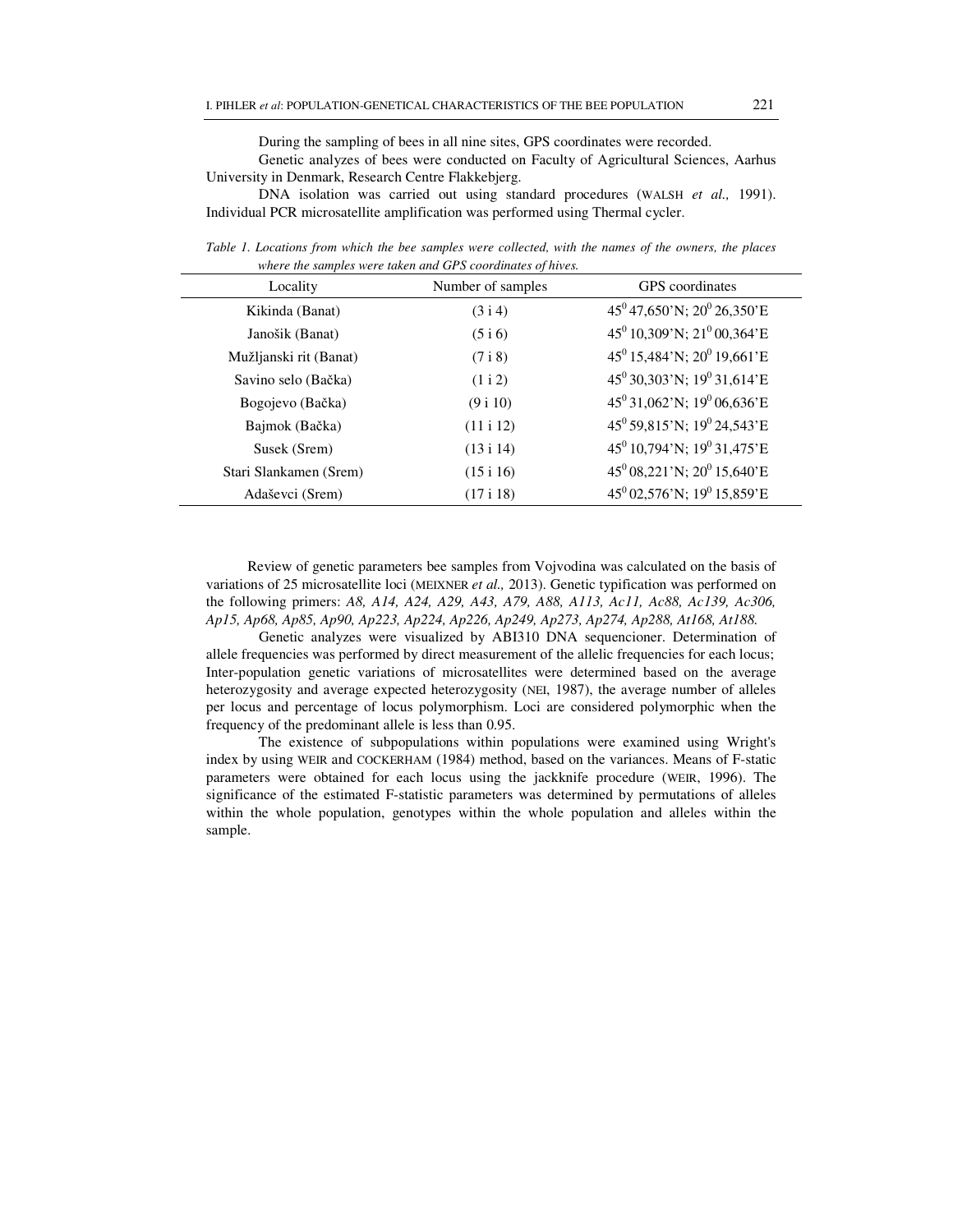During the sampling of bees in all nine sites, GPS coordinates were recorded.

Genetic analyzes of bees were conducted on Faculty of Agricultural Sciences, Aarhus University in Denmark, Research Centre Flakkebjerg.

DNA isolation was carried out using standard procedures (WALSH *et al.,* 1991). Individual PCR microsatellite amplification was performed using Thermal cycler.

*Table 1. Locations from which the bee samples were collected, with the names of the owners, the places where the samples were taken and GPS coordinates of hives.*

| Locality | Number of samples | GPS coordinates |
|---|---|---|
| Kikinda (Banat) | (3 i 4) | $45^0$ 47,650'N; $20^0$ 26,350'E |
| Janošik (Banat) | (5 i 6) | $45^0$ 10,309'N; $21^0$ 00,364'E |
| Mužljanski rit (Banat) | (7 i 8) | $45^0$ 15,484'N; $20^0$ 19,661'E |
| Savino selo (Bačka) | (1 i 2) | $45^0$ 30,303'N; $19^0$ 31,614'E |
| Bogojevo (Bačka) | (9 i 10) | $45^0$ 31,062'N; $19^0$ 06,636'E |
| Bajmok (Bačka) | (11 i 12) | $45^0$ 59,815'N; $19^0$ 24,543'E |
| Susek (Srem) | (13 i 14) | $45^0$ 10,794'N; $19^0$ 31,475'E |
| Stari Slankamen (Srem) | (15 i 16) | $45^0$ 08,221'N; $20^0$ 15,640'E |
| Adaševci (Srem) | (17 i 18) | $45^0$ 02,576'N; $19^0$ 15,859'E |

Review of genetic parameters bee samples from Vojvodina was calculated on the basis of variations of 25 microsatellite loci (MEIXNER *et al.,* 2013). Genetic typification was performed on the following primers: *A8, A14, A24, A29, A43, A79, A88, A113, Ac11, Ac88, Ac139, Ac306, Ap15, Ap68, Ap85, Ap90, Ap223, Ap224, Ap226, Ap249, Ap273, Ap274, Ap288, At168, At188.*

Genetic analyzes were visualized by ABI310 DNA sequencioner. Determination of allele frequencies was performed by direct measurement of the allelic frequencies for each locus; Inter-population genetic variations of microsatellites were determined based on the average heterozygosity and average expected heterozygosity (NEI, 1987), the average number of alleles per locus and percentage of locus polymorphism. Loci are considered polymorphic when the frequency of the predominant allele is less than 0.95.

The existence of subpopulations within populations were examined using Wright's index by using WEIR and COCKERHAM (1984) method, based on the variances. Means of F-static parameters were obtained for each locus using the jackknife procedure (WEIR, 1996). The significance of the estimated F-statistic parameters was determined by permutations of alleles within the whole population, genotypes within the whole population and alleles within the sample.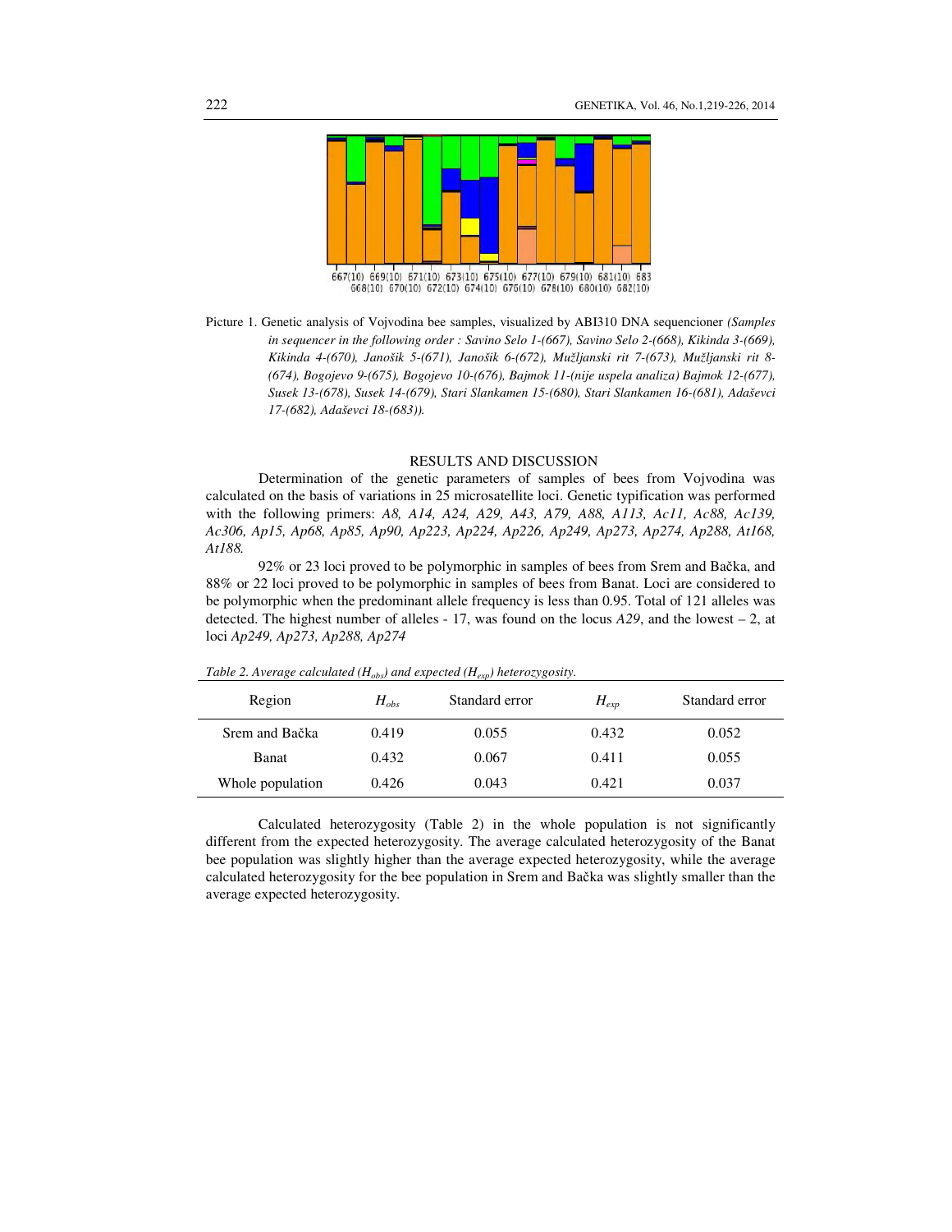Picture 1. Genetic analysis of Vojvodina bee samples, visualized by ABI310 DNA sequencioner *(Samples in sequencer in the following order : Savino Selo 1-(667), Savino Selo 2-(668), Kikinda 3-(669), Kikinda 4-(670), Janošik 5-(671), Janošik 6-(672), Mužljanski rit 7-(673), Mužljanski rit 8-(674), Bogojevo 9-(675), Bogojevo 10-(676), Bajmok 11-(nije uspela analiza) Bajmok 12-(677), Susek 13-(678), Susek 14-(679), Stari Slankamen 15-(680), Stari Slankamen 16-(681), Adaševci 17-(682), Adaševci 18-(683)).*

## RESULTS AND DISCUSSION

Determination of the genetic parameters of samples of bees from Vojvodina was calculated on the basis of variations in 25 microsatellite loci. Genetic typification was performed with the following primers: *A8, A14, A24, A29, A43, A79, A88, A113, Ac11, Ac88, Ac139, Ac306, Ap15, Ap68, Ap85, Ap90, Ap223, Ap224, Ap226, Ap249, Ap273, Ap274, Ap288, At168, At188.*

92% or 23 loci proved to be polymorphic in samples of bees from Srem and Bačka, and 88% or 22 loci proved to be polymorphic in samples of bees from Banat. Loci are considered to be polymorphic when the predominant allele frequency is less than 0.95. Total of 121 alleles was detected. The highest number of alleles - 17, was found on the locus *A29*, and the lowest – 2, at loci *Ap249, Ap273, Ap288, Ap274*

*Table 2. Average calculated ($H_{obs}$) and expected ($H_{exp}$) heterozygosity.*

| Region | $H_{obs}$ | Standard error | $H_{exp}$ | Standard error |
|---|---|---|---|---|
| Srem and Bačka | 0.419 | 0.055 | 0.432 | 0.052 |
| Banat | 0.432 | 0.067 | 0.411 | 0.055 |
| Whole population | 0.426 | 0.043 | 0.421 | 0.037 |

Calculated heterozygosity (Table 2) in the whole population is not significantly different from the expected heterozygosity. The average calculated heterozygosity of the Banat bee population was slightly higher than the average expected heterozygosity, while the average calculated heterozygosity for the bee population in Srem and Bačka was slightly smaller than the average expected heterozygosity.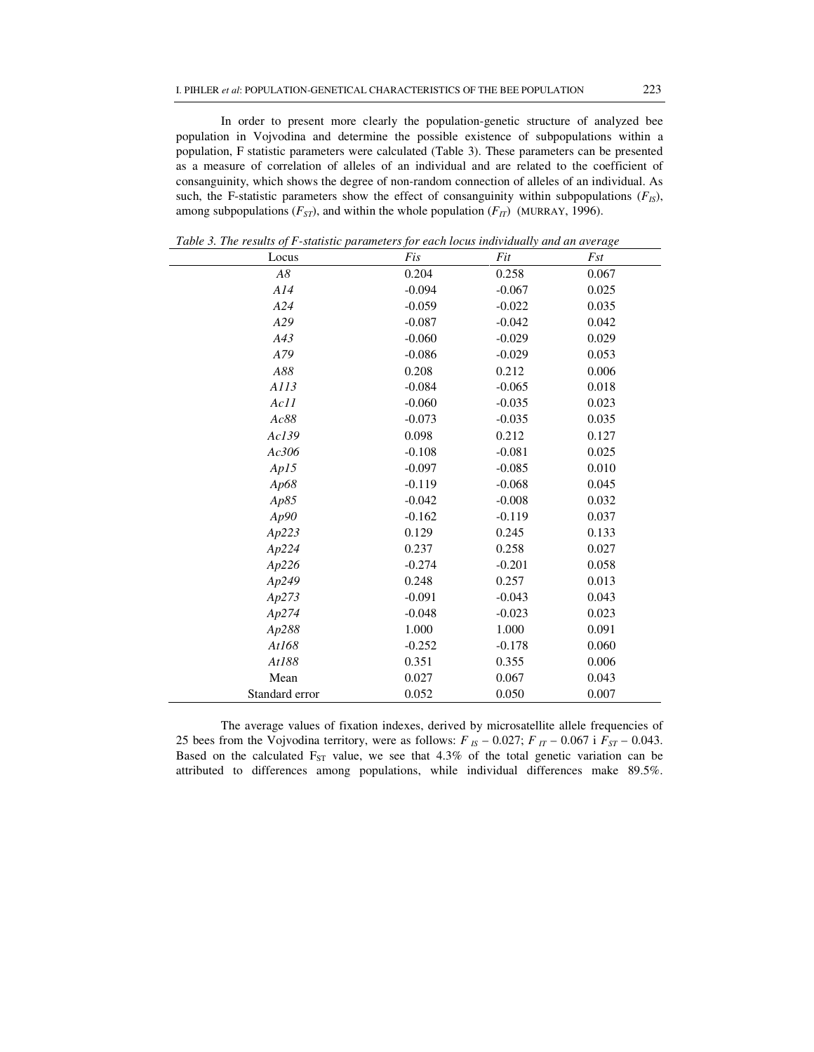In order to present more clearly the population-genetic structure of analyzed bee population in Vojvodina and determine the possible existence of subpopulations within a population, F statistic parameters were calculated (Table 3). These parameters can be presented as a measure of correlation of alleles of an individual and are related to the coefficient of consanguinity, which shows the degree of non-random connection of alleles of an individual. As such, the F-statistic parameters show the effect of consanguinity within subpopulations ($F_{IS}$), among subpopulations ($F_{ST}$), and within the whole population ($F_{IT}$) (MURRAY, 1996).

*Table 3. The results of F-statistic parameters for each locus individually and an average*

| Locus | *Fis* | *Fit* | *Fst* |
|---|---|---|---|
| *A8* | 0.204 | 0.258 | 0.067 |
| *A14* | -0.094 | -0.067 | 0.025 |
| *A24* | -0.059 | -0.022 | 0.035 |
| *A29* | -0.087 | -0.042 | 0.042 |
| *A43* | -0.060 | -0.029 | 0.029 |
| *A79* | -0.086 | -0.029 | 0.053 |
| *A88* | 0.208 | 0.212 | 0.006 |
| *A113* | -0.084 | -0.065 | 0.018 |
| *Ac11* | -0.060 | -0.035 | 0.023 |
| *Ac88* | -0.073 | -0.035 | 0.035 |
| *Ac139* | 0.098 | 0.212 | 0.127 |
| *Ac306* | -0.108 | -0.081 | 0.025 |
| *Ap15* | -0.097 | -0.085 | 0.010 |
| *Ap68* | -0.119 | -0.068 | 0.045 |
| *Ap85* | -0.042 | -0.008 | 0.032 |
| *Ap90* | -0.162 | -0.119 | 0.037 |
| *Ap223* | 0.129 | 0.245 | 0.133 |
| *Ap224* | 0.237 | 0.258 | 0.027 |
| *Ap226* | -0.274 | -0.201 | 0.058 |
| *Ap249* | 0.248 | 0.257 | 0.013 |
| *Ap273* | -0.091 | -0.043 | 0.043 |
| *Ap274* | -0.048 | -0.023 | 0.023 |
| *Ap288* | 1.000 | 1.000 | 0.091 |
| *At168* | -0.252 | -0.178 | 0.060 |
| *At188* | 0.351 | 0.355 | 0.006 |
| Mean | 0.027 | 0.067 | 0.043 |
| Standard error | 0.052 | 0.050 | 0.007 |

The average values of fixation indexes, derived by microsatellite allele frequencies of 25 bees from the Vojvodina territory, were as follows: $F_{IS}$ – 0.027; $F_{IT}$ – 0.067 i $F_{ST}$ – 0.043. Based on the calculated $F_{ST}$ value, we see that 4.3% of the total genetic variation can be attributed to differences among populations, while individual differences make 89.5%.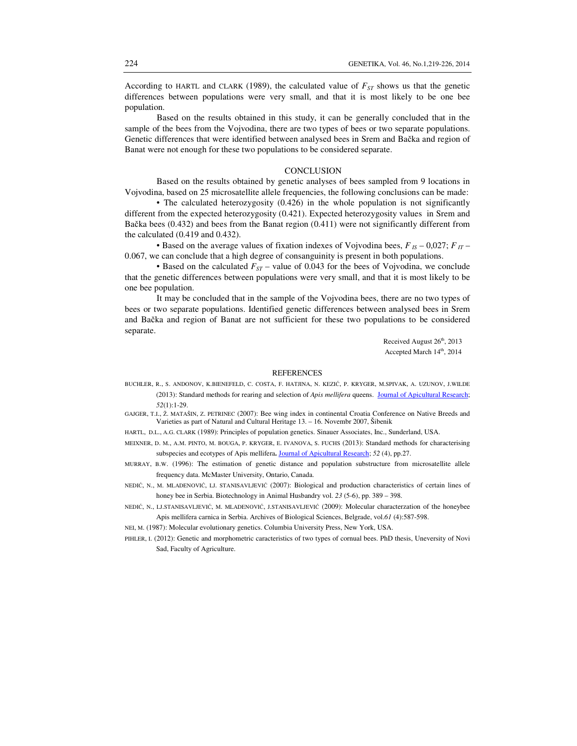According to HARTL and CLARK (1989), the calculated value of $F_{ST}$ shows us that the genetic differences between populations were very small, and that it is most likely to be one bee population.

Based on the results obtained in this study, it can be generally concluded that in the sample of the bees from the Vojvodina, there are two types of bees or two separate populations. Genetic differences that were identified between analysed bees in Srem and Bačka and region of Banat were not enough for these two populations to be considered separate.

## CONCLUSION

Based on the results obtained by genetic analyses of bees sampled from 9 locations in Vojvodina, based on 25 microsatellite allele frequencies, the following conclusions can be made:

• The calculated heterozygosity (0.426) in the whole population is not significantly different from the expected heterozygosity (0.421). Expected heterozygosity values in Srem and Bačka bees (0.432) and bees from the Banat region (0.411) were not significantly different from the calculated (0.419 and 0.432).

• Based on the average values of fixation indexes of Vojvodina bees, $F_{IS}$ – 0,027; $F_{IT}$ – 0.067, we can conclude that a high degree of consanguinity is present in both populations.

• Based on the calculated $F_{ST}$ – value of 0.043 for the bees of Vojvodina, we conclude that the genetic differences between populations were very small, and that it is most likely to be one bee population.

It may be concluded that in the sample of the Vojvodina bees, there are no two types of bees or two separate populations. Identified genetic differences between analysed bees in Srem and Bačka and region of Banat are not sufficient for these two populations to be considered separate.

Received August 26th, 2013
Accepted March 14th, 2014

## REFERENCES

BUCHLER, R., S. ANDONOV, K.BIENEFELD, C. COSTA, F. HATJINA, N. KEZIĆ, P. KRYGER, M.SPIVAK, A. UZUNOV, J.WILDE (2013): Standard methods for rearing and selection of *Apis mellifera* queens. Journal of Apicultural Research; *52*(1):1-29.

GAJGER, T.I., Ž. MATAŠIN, Z. PETRINEC (2007): Bee wing index in continental Croatia Conference on Native Breeds and Varieties as part of Natural and Cultural Heritage 13. – 16. Novembr 2007, Šibenik

HARTL, D.L., A.G. CLARK (1989): Principles of population genetics. Sinauer Associates, Inc., Sunderland, USA.

MEIXNER, D. M., A.M. PINTO, M. BOUGA, P. KRYGER, E. IVANOVA, S. FUCHS (2013): Standard methods for characterising subspecies and ecotypes of Apis mellifera**.** Journal of Apicultural Research; *52* (4), pp.27.

MURRAY, B.W. (1996): The estimation of genetic distance and population substructure from microsatellite allele frequency data. McMaster University, Ontario, Canada.

NEDIĆ, N., M. MLADENOVIĆ, LJ. STANISAVLJEVIĆ (2007): Biological and production characteristics of certain lines of honey bee in Serbia. Biotechnology in Animal Husbandry vol. *23* (5-6), pp. 389 – 398.

NEDIĆ, N., LJ.STANISAVLJEVIĆ, M. MLADENOVIĆ, J.STANISAVLJEVIĆ (2009): Molecular characterzation of the honeybee Apis mellifera carnica in Serbia. Archives of Biological Sciences, Belgrade, vol.*61* (4):587-598.

NEI, M. (1987): Molecular evolutionary genetics. Columbia University Press, New York, USA.

PIHLER, I. (2012): Genetic and morphometric caracteristics of two types of cornual bees. PhD thesis, Uneversity of Novi Sad, Faculty of Agriculture.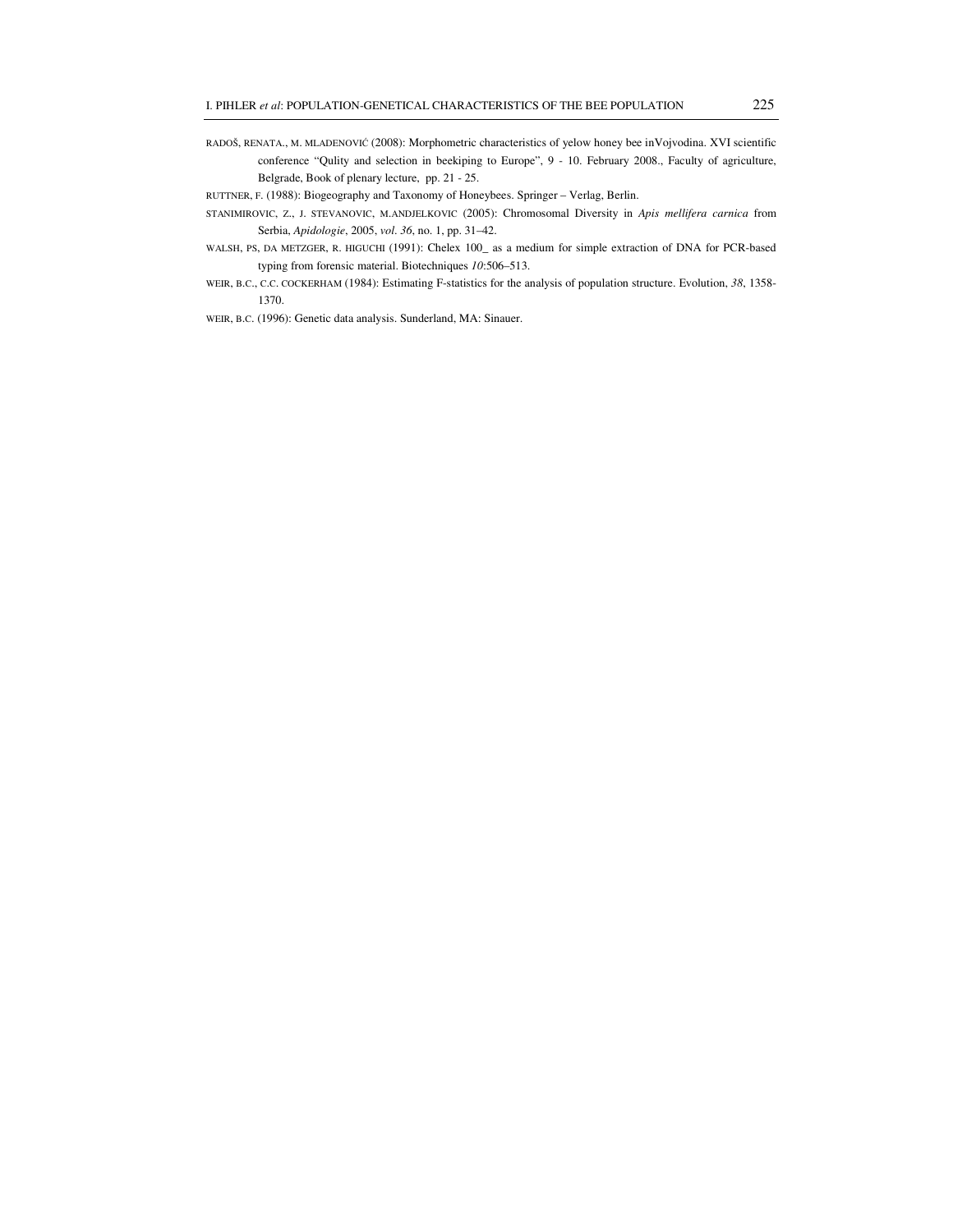RADOŠ, RENATA., M. MLADENOVIĆ (2008): Morphometric characteristics of yelow honey bee inVojvodina. XVI scientific conference "Qulity and selection in beekiping to Europe", 9 - 10. February 2008., Faculty of agriculture, Belgrade, Book of plenary lecture, pp. 21 - 25.

RUTTNER, F. (1988): Biogeography and Taxonomy of Honeybees. Springer – Verlag, Berlin.

STANIMIROVIC, Z., J. STEVANOVIC, M.ANDJELKOVIC (2005): Chromosomal Diversity in *Apis mellifera carnica* from Serbia, *Apidologie*, 2005, *vol. 36*, no. 1, pp. 31–42.

WALSH, PS, DA METZGER, R. HIGUCHI (1991): Chelex 100_ as a medium for simple extraction of DNA for PCR-based typing from forensic material. Biotechniques *10*:506–513.

WEIR, B.C., C.C. COCKERHAM (1984): Estimating F-statistics for the analysis of population structure. Evolution, *38*, 1358-1370.

WEIR, B.C. (1996): Genetic data analysis. Sunderland, MA: Sinauer.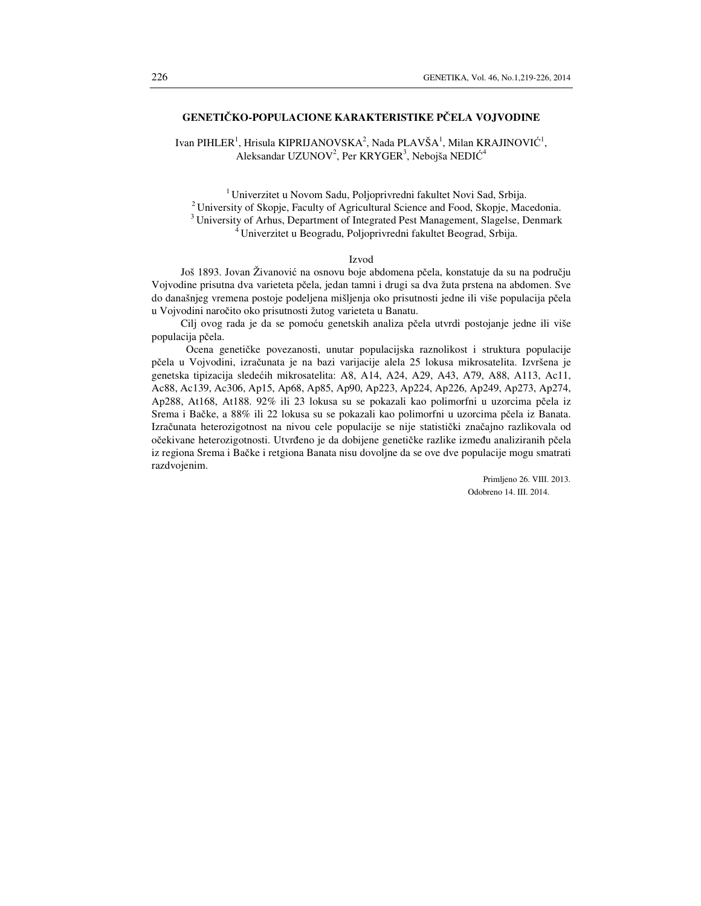# GENETIČKO-POPULACIONE KARAKTERISTIKE PČELA VOJVODINE

Ivan PIHLER[1], Hrisula KIPRIJANOVSKA[2], Nada PLAVŠA[1], Milan KRAJINOVIĆ[1], Aleksandar UZUNOV[2], Per KRYGER[3], Nebojša NEDIĆ[4]

[1] Univerzitet u Novom Sadu, Poljoprivredni fakultet Novi Sad, Srbija.
[2] University of Skopje, Faculty of Agricultural Science and Food, Skopje, Macedonia.
[3] University of Arhus, Department of Integrated Pest Management, Slagelse, Denmark
[4] Univerzitet u Beogradu, Poljoprivredni fakultet Beograd, Srbija.

## Izvod

Još 1893. Jovan Živanović na osnovu boje abdomena pčela, konstatuje da su na području Vojvodine prisutna dva varieteta pčela, jedan tamni i drugi sa dva žuta prstena na abdomen. Sve do današnjeg vremena postoje podeljena mišljenja oko prisutnosti jedne ili više populacija pčela u Vojvodini naročito oko prisutnosti žutog varieteta u Banatu.

Cilj ovog rada je da se pomoću genetskih analiza pčela utvrdi postojanje jedne ili više populacija pčela.

Ocena genetičke povezanosti, unutar populacijska raznolikost i struktura populacije pčela u Vojvodini, izračunata je na bazi varijacije alela 25 lokusa mikrosatelita. Izvršena je genetska tipizacija sledećih mikrosatelita: A8, A14, A24, A29, A43, A79, A88, A113, Ac11, Ac88, Ac139, Ac306, Ap15, Ap68, Ap85, Ap90, Ap223, Ap224, Ap226, Ap249, Ap273, Ap274, Ap288, At168, At188. 92% ili 23 lokusa su se pokazali kao polimorfni u uzorcima pčela iz Srema i Bačke, a 88% ili 22 lokusa su se pokazali kao polimorfni u uzorcima pčela iz Banata. Izračunata heterozigotnost na nivou cele populacije se nije statistički značajno razlikovala od očekivane heterozigotnosti. Utvrđeno je da dobijene genetičke razlike između analiziranih pčela iz regiona Srema i Bačke i retgiona Banata nisu dovoljne da se ove dve populacije mogu smatrati razdvojenim.

Primljeno 26. VIII. 2013.
Odobreno 14. III. 2014.